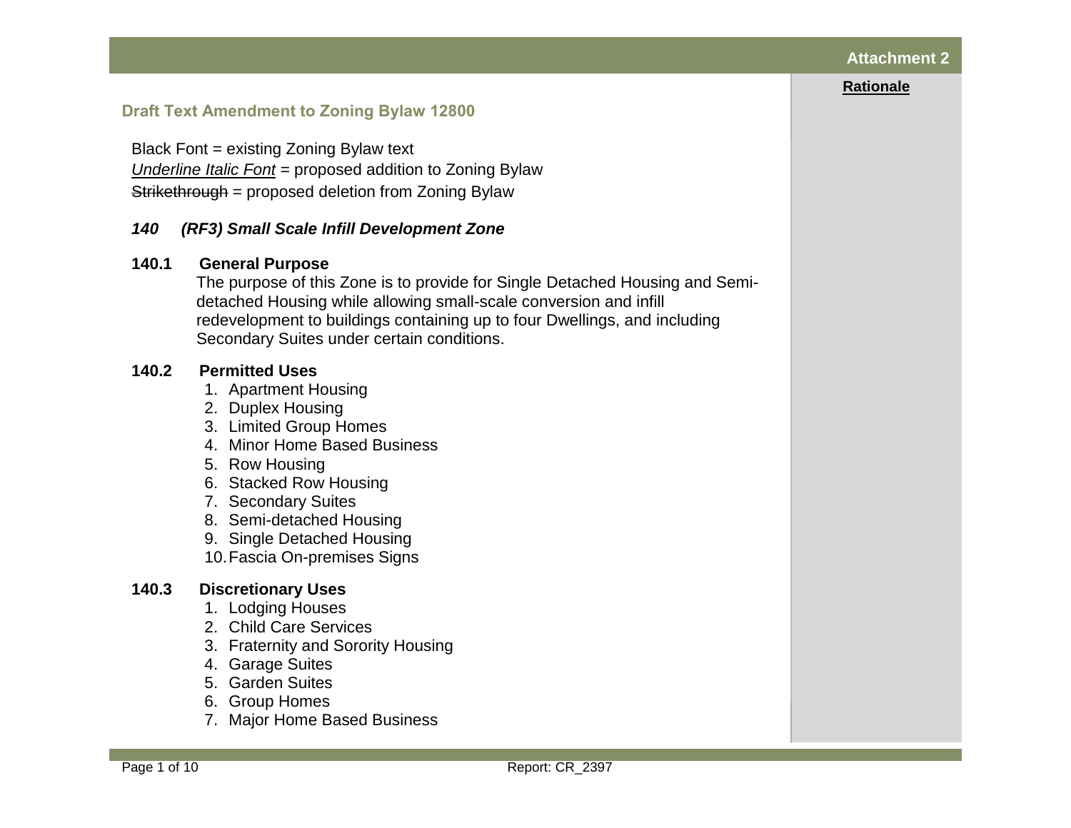Attachment 2

**Rationale**

## Draft Text Amendment to Zoning Bylaw 12800

Black Font = existing Zoning Bylaw text
*Underline Italic Font* = proposed addition to Zoning Bylaw
~~Strikethrough~~ = proposed deletion from Zoning Bylaw

### *140 (RF3) Small Scale Infill Development Zone*

**140.1 General Purpose**

The purpose of this Zone is to provide for Single Detached Housing and Semi-detached Housing while allowing small-scale conversion and infill redevelopment to buildings containing up to four Dwellings, and including Secondary Suites under certain conditions.

**140.2 Permitted Uses**

1. Apartment Housing
2. Duplex Housing
3. Limited Group Homes
4. Minor Home Based Business
5. Row Housing
6. Stacked Row Housing
7. Secondary Suites
8. Semi-detached Housing
9. Single Detached Housing
10. Fascia On-premises Signs

**140.3 Discretionary Uses**

1. Lodging Houses
2. Child Care Services
3. Fraternity and Sorority Housing
4. Garage Suites
5. Garden Suites
6. Group Homes
7. Major Home Based Business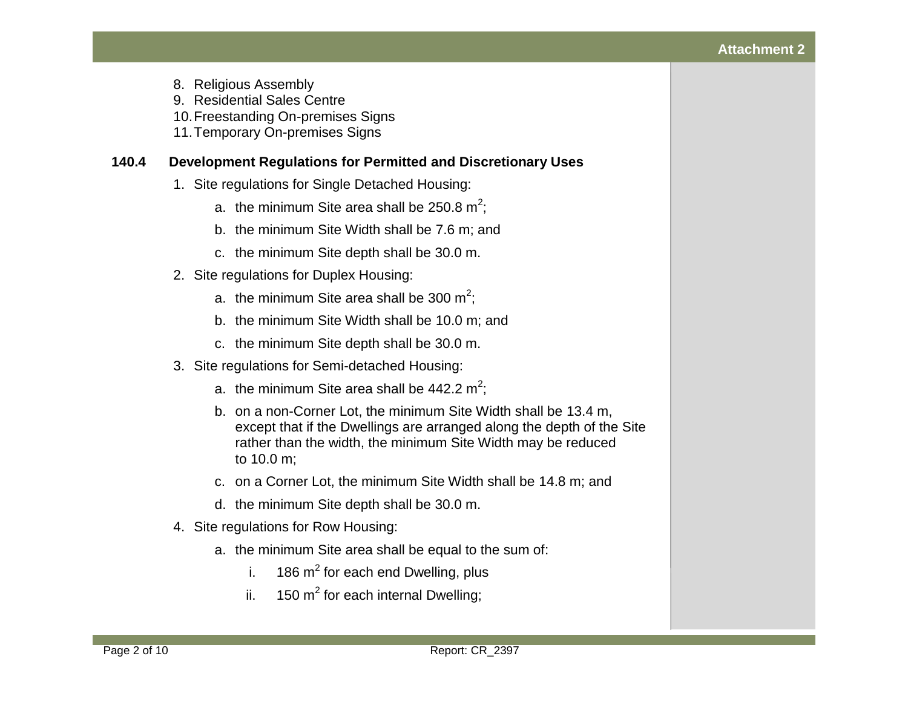8. Religious Assembly
9. Residential Sales Centre
10. Freestanding On-premises Signs
11. Temporary On-premises Signs

## 140.4 Development Regulations for Permitted and Discretionary Uses

1. Site regulations for Single Detached Housing:
    a. the minimum Site area shall be 250.8 $m^2$;
    b. the minimum Site Width shall be 7.6 m; and
    c. the minimum Site depth shall be 30.0 m.
2. Site regulations for Duplex Housing:
    a. the minimum Site area shall be 300 $m^2$;
    b. the minimum Site Width shall be 10.0 m; and
    c. the minimum Site depth shall be 30.0 m.
3. Site regulations for Semi-detached Housing:
    a. the minimum Site area shall be 442.2 $m^2$;
    b. on a non-Corner Lot, the minimum Site Width shall be 13.4 m, except that if the Dwellings are arranged along the depth of the Site rather than the width, the minimum Site Width may be reduced to 10.0 m;
    c. on a Corner Lot, the minimum Site Width shall be 14.8 m; and
    d. the minimum Site depth shall be 30.0 m.
4. Site regulations for Row Housing:
    a. the minimum Site area shall be equal to the sum of:
        i. 186 $m^2$ for each end Dwelling, plus
        ii. 150 $m^2$ for each internal Dwelling;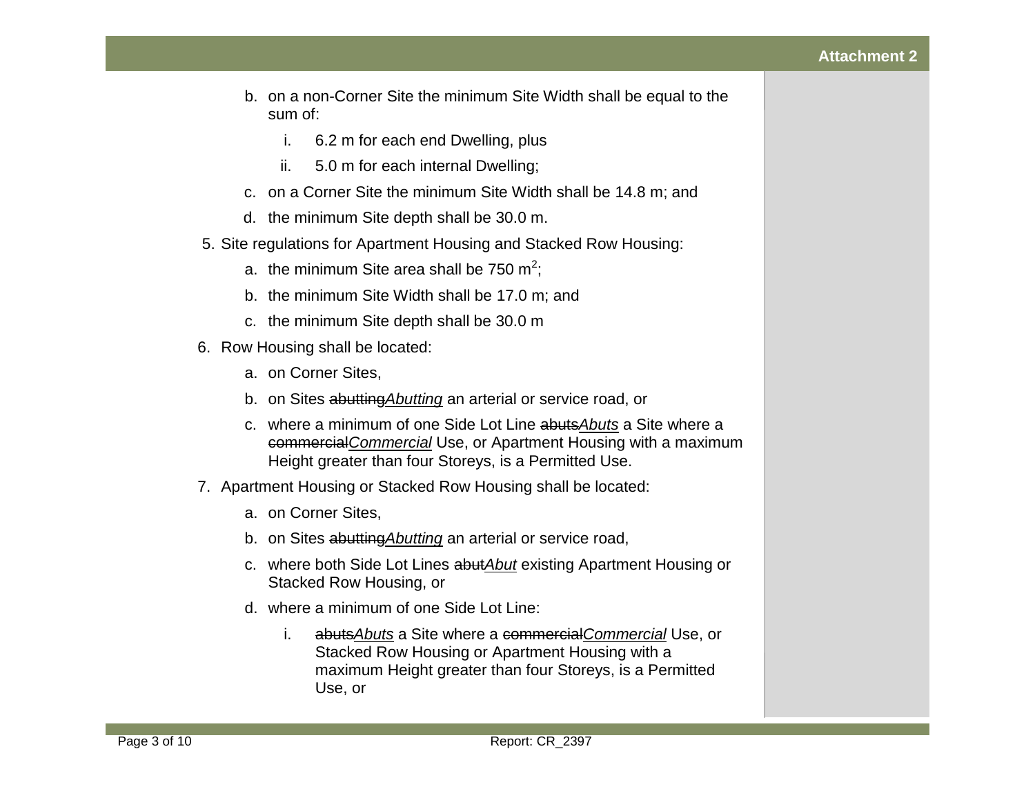b. on a non-Corner Site the minimum Site Width shall be equal to the sum of:

   i. 6.2 m for each end Dwelling, plus

   ii. 5.0 m for each internal Dwelling;

c. on a Corner Site the minimum Site Width shall be 14.8 m; and

d. the minimum Site depth shall be 30.0 m.

5. Site regulations for Apartment Housing and Stacked Row Housing:

   a. the minimum Site area shall be 750 $m^2$;

   b. the minimum Site Width shall be 17.0 m; and

   c. the minimum Site depth shall be 30.0 m

6. Row Housing shall be located:

   a. on Corner Sites,

   b. on Sites ~~abutting~~<u>*Abutting*</u> an arterial or service road, or

   c. where a minimum of one Side Lot Line ~~abuts~~<u>*Abuts*</u> a Site where a ~~commercial~~<u>*Commercial*</u> Use, or Apartment Housing with a maximum Height greater than four Storeys, is a Permitted Use.

7. Apartment Housing or Stacked Row Housing shall be located:

   a. on Corner Sites,

   b. on Sites ~~abutting~~<u>*Abutting*</u> an arterial or service road,

   c. where both Side Lot Lines ~~abut~~<u>*Abut*</u> existing Apartment Housing or Stacked Row Housing, or

   d. where a minimum of one Side Lot Line:

      i. ~~abuts~~<u>*Abuts*</u> a Site where a ~~commercial~~<u>*Commercial*</u> Use, or Stacked Row Housing or Apartment Housing with a maximum Height greater than four Storeys, is a Permitted Use, or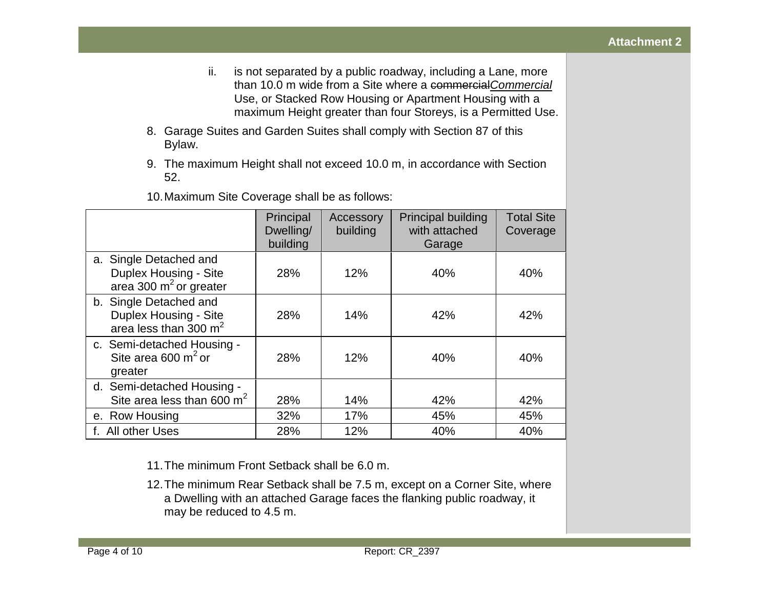ii. is not separated by a public roadway, including a Lane, more than 10.0 m wide from a Site where a ~~commercial~~<u>*Commercial*</u> Use, or Stacked Row Housing or Apartment Housing with a maximum Height greater than four Storeys, is a Permitted Use.

8. Garage Suites and Garden Suites shall comply with Section 87 of this Bylaw.

9. The maximum Height shall not exceed 10.0 m, in accordance with Section 52.

10. Maximum Site Coverage shall be as follows:

| | Principal Dwelling/ building | Accessory building | Principal building with attached Garage | Total Site Coverage |
|---|---|---|---|---|
| a. Single Detached and Duplex Housing - Site area 300 $m^2$ or greater | 28% | 12% | 40% | 40% |
| b. Single Detached and Duplex Housing - Site area less than 300 $m^2$ | 28% | 14% | 42% | 42% |
| c. Semi-detached Housing - Site area 600 $m^2$ or greater | 28% | 12% | 40% | 40% |
| d. Semi-detached Housing - Site area less than 600 $m^2$ | 28% | 14% | 42% | 42% |
| e. Row Housing | 32% | 17% | 45% | 45% |
| f. All other Uses | 28% | 12% | 40% | 40% |

11. The minimum Front Setback shall be 6.0 m.

12. The minimum Rear Setback shall be 7.5 m, except on a Corner Site, where a Dwelling with an attached Garage faces the flanking public roadway, it may be reduced to 4.5 m.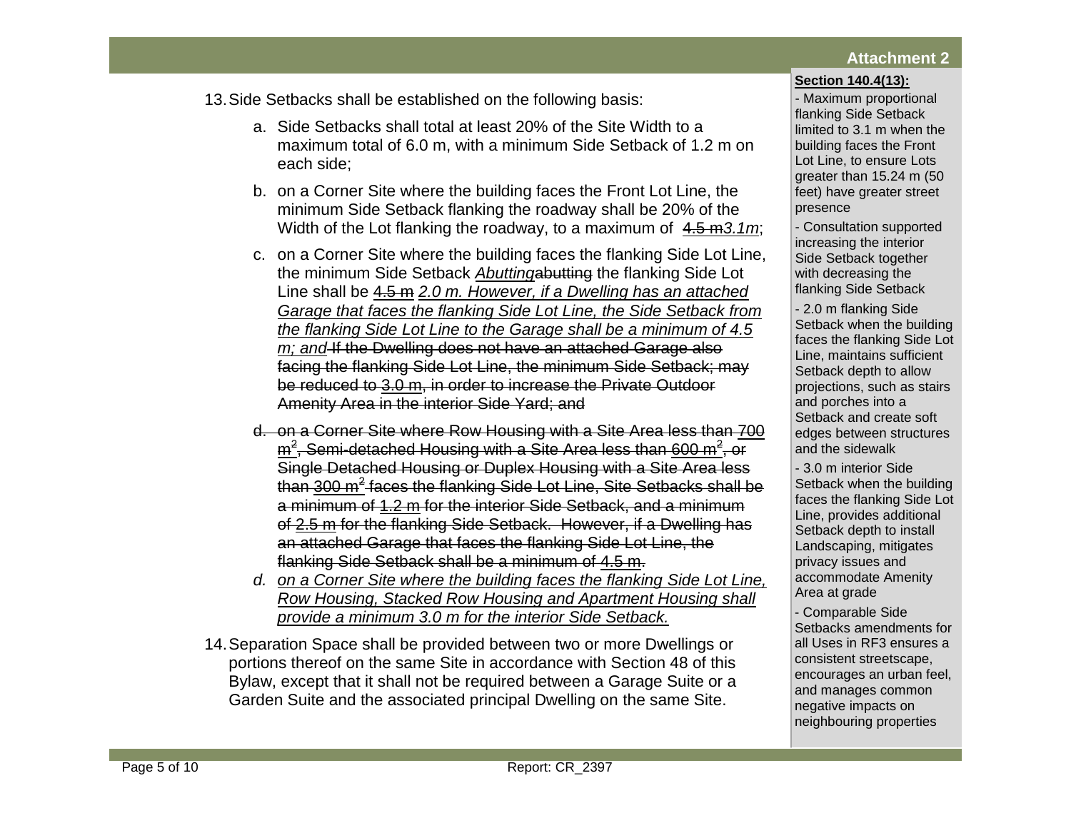**Attachment 2**

13. Side Setbacks shall be established on the following basis:

    a. Side Setbacks shall total at least 20% of the Site Width to a maximum total of 6.0 m, with a minimum Side Setback of 1.2 m on each side;

    b. on a Corner Site where the building faces the Front Lot Line, the minimum Side Setback flanking the roadway shall be 20% of the Width of the Lot flanking the roadway, to a maximum of ~~4.5 m~~*3.1m*;

    c. on a Corner Site where the building faces the flanking Side Lot Line, the minimum Side Setback *Abutting*~~abutting~~ the flanking Side Lot Line shall be ~~4.5 m~~ *2.0 m. However, if a Dwelling has an attached Garage that faces the flanking Side Lot Line, the Side Setback from the flanking Side Lot Line to the Garage shall be a minimum of 4.5 m; and* ~~If the Dwelling does not have an attached Garage also facing the flanking Side Lot Line, the minimum Side Setback; may be reduced to 3.0 m, in order to increase the Private Outdoor Amenity Area in the interior Side Yard; and~~

    ~~d. on a Corner Site where Row Housing with a Site Area less than 700 m², Semi-detached Housing with a Site Area less than 600 m², or Single Detached Housing or Duplex Housing with a Site Area less than 300 m² faces the flanking Side Lot Line, Site Setbacks shall be a minimum of 1.2 m for the interior Side Setback, and a minimum of 2.5 m for the flanking Side Setback. However, if a Dwelling has an attached Garage that faces the flanking Side Lot Line, the flanking Side Setback shall be a minimum of 4.5 m.~~

    *d. on a Corner Site where the building faces the flanking Side Lot Line, Row Housing, Stacked Row Housing and Apartment Housing shall provide a minimum 3.0 m for the interior Side Setback.*

14. Separation Space shall be provided between two or more Dwellings or portions thereof on the same Site in accordance with Section 48 of this Bylaw, except that it shall not be required between a Garage Suite or a Garden Suite and the associated principal Dwelling on the same Site.

**Section 140.4(13):**

- Maximum proportional flanking Side Setback limited to 3.1 m when the building faces the Front Lot Line, to ensure Lots greater than 15.24 m (50 feet) have greater street presence
- Consultation supported increasing the interior Side Setback together with decreasing the flanking Side Setback
- 2.0 m flanking Side Setback when the building faces the flanking Side Lot Line, maintains sufficient Setback depth to allow projections, such as stairs and porches into a Setback and create soft edges between structures and the sidewalk
- 3.0 m interior Side Setback when the building faces the flanking Side Lot Line, provides additional Setback depth to install Landscaping, mitigates privacy issues and accommodate Amenity Area at grade
- Comparable Side Setbacks amendments for all Uses in RF3 ensures a consistent streetscape, encourages an urban feel, and manages common negative impacts on neighbouring properties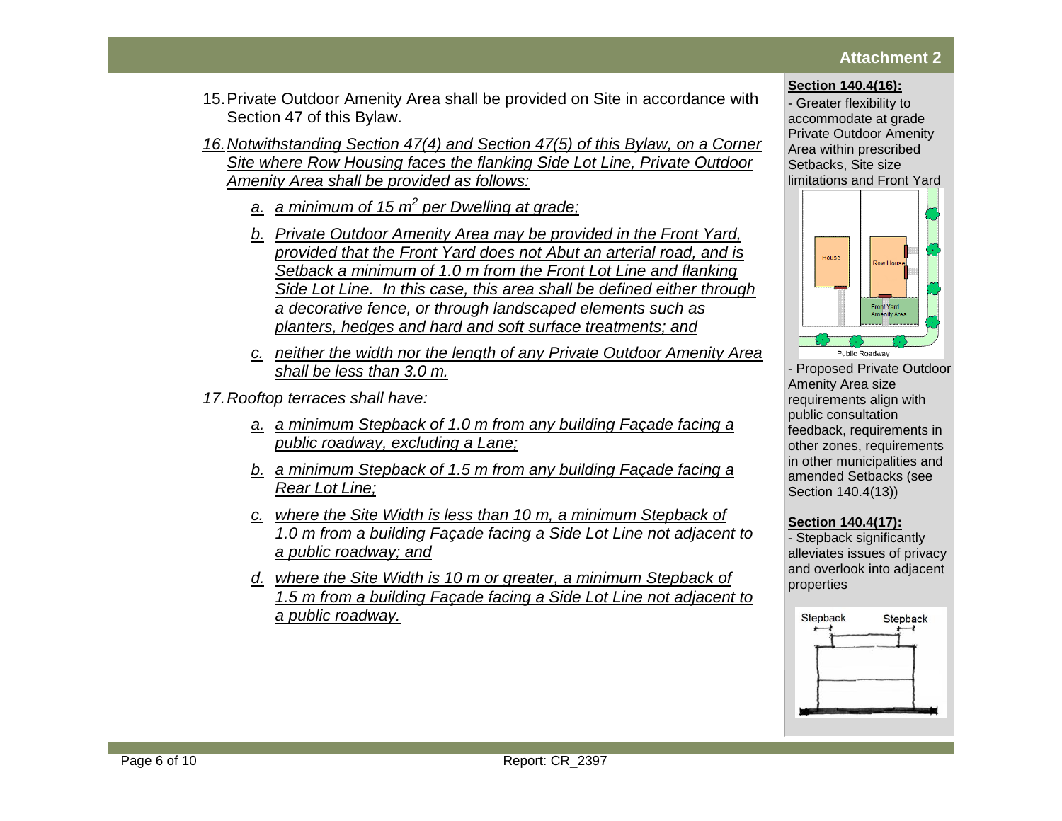15. Private Outdoor Amenity Area shall be provided on Site in accordance with Section 47 of this Bylaw.

*16. Notwithstanding Section 47(4) and Section 47(5) of this Bylaw, on a Corner Site where Row Housing faces the flanking Side Lot Line, Private Outdoor Amenity Area shall be provided as follows:*

   *a. a minimum of 15 $m^2$ per Dwelling at grade;*

   *b. Private Outdoor Amenity Area may be provided in the Front Yard, provided that the Front Yard does not Abut an arterial road, and is Setback a minimum of 1.0 m from the Front Lot Line and flanking Side Lot Line. In this case, this area shall be defined either through a decorative fence, or through landscaped elements such as planters, hedges and hard and soft surface treatments; and*

   *c. neither the width nor the length of any Private Outdoor Amenity Area shall be less than 3.0 m.*

*17. Rooftop terraces shall have:*

   *a. a minimum Stepback of 1.0 m from any building Façade facing a public roadway, excluding a Lane;*

   *b. a minimum Stepback of 1.5 m from any building Façade facing a Rear Lot Line;*

   *c. where the Site Width is less than 10 m, a minimum Stepback of 1.0 m from a building Façade facing a Side Lot Line not adjacent to a public roadway; and*

   *d. where the Site Width is 10 m or greater, a minimum Stepback of 1.5 m from a building Façade facing a Side Lot Line not adjacent to a public roadway.*

**Section 140.4(16):**

- Greater flexibility to accommodate at grade Private Outdoor Amenity Area within prescribed Setbacks, Site size limitations and Front Yard

House | Row House | Front Yard Amenity Area | Public Roadway

- Proposed Private Outdoor Amenity Area size requirements align with public consultation feedback, requirements in other zones, requirements in other municipalities and amended Setbacks (see Section 140.4(13))

**Section 140.4(17):**

- Stepback significantly alleviates issues of privacy and overlook into adjacent properties

Stepback | Stepback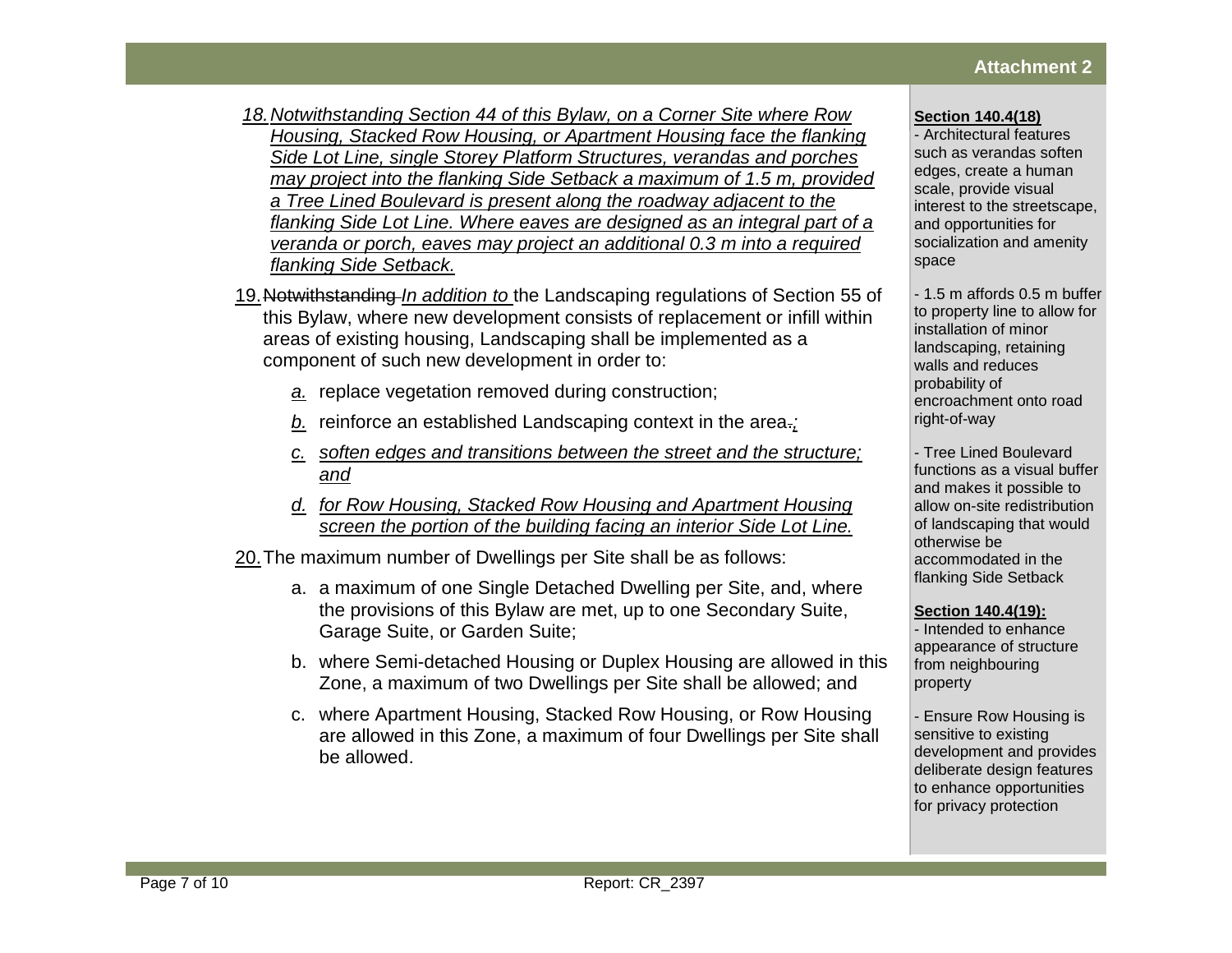18. *Notwithstanding Section 44 of this Bylaw, on a Corner Site where Row Housing, Stacked Row Housing, or Apartment Housing face the flanking Side Lot Line, single Storey Platform Structures, verandas and porches may project into the flanking Side Setback a maximum of 1.5 m, provided a Tree Lined Boulevard is present along the roadway adjacent to the flanking Side Lot Line. Where eaves are designed as an integral part of a veranda or porch, eaves may project an additional 0.3 m into a required flanking Side Setback.*

19. ~~Notwithstanding~~ *In addition to* the Landscaping regulations of Section 55 of this Bylaw, where new development consists of replacement or infill within areas of existing housing, Landscaping shall be implemented as a component of such new development in order to:

    *a.* replace vegetation removed during construction;

    *b.* reinforce an established Landscaping context in the area~~.~~*;*

    *c. soften edges and transitions between the street and the structure; and*

    *d. for Row Housing, Stacked Row Housing and Apartment Housing screen the portion of the building facing an interior Side Lot Line.*

20. The maximum number of Dwellings per Site shall be as follows:

    a. a maximum of one Single Detached Dwelling per Site, and, where the provisions of this Bylaw are met, up to one Secondary Suite, Garage Suite, or Garden Suite;

    b. where Semi-detached Housing or Duplex Housing are allowed in this Zone, a maximum of two Dwellings per Site shall be allowed; and

    c. where Apartment Housing, Stacked Row Housing, or Row Housing are allowed in this Zone, a maximum of four Dwellings per Site shall be allowed.

**Section 140.4(18)**

- Architectural features such as verandas soften edges, create a human scale, provide visual interest to the streetscape, and opportunities for socialization and amenity space

- 1.5 m affords 0.5 m buffer to property line to allow for installation of minor landscaping, retaining walls and reduces probability of encroachment onto road right-of-way

- Tree Lined Boulevard functions as a visual buffer and makes it possible to allow on-site redistribution of landscaping that would otherwise be accommodated in the flanking Side Setback

**Section 140.4(19):**

- Intended to enhance appearance of structure from neighbouring property

- Ensure Row Housing is sensitive to existing development and provides deliberate design features to enhance opportunities for privacy protection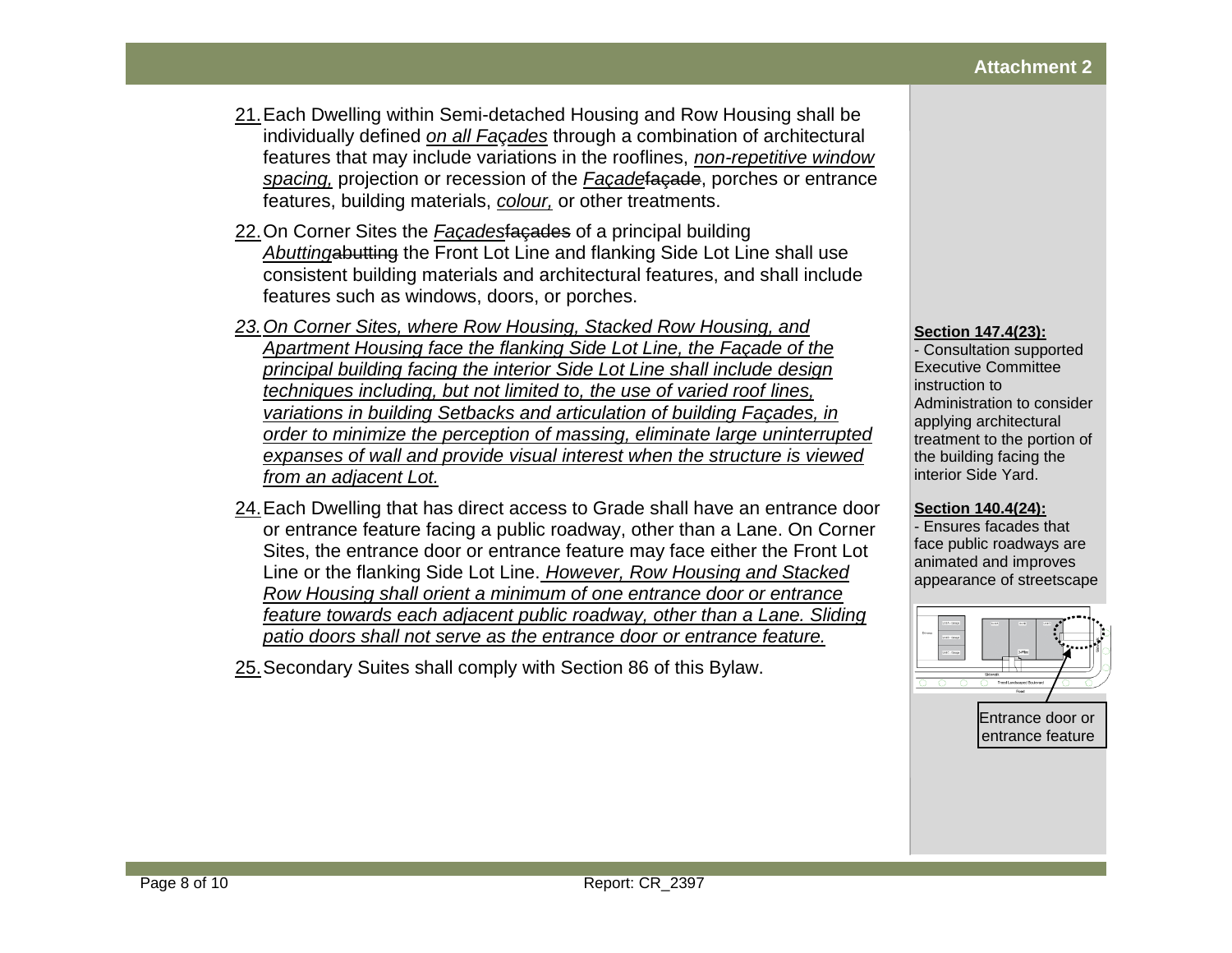21. Each Dwelling within Semi-detached Housing and Row Housing shall be individually defined *on all Façades* through a combination of architectural features that may include variations in the rooflines, *non-repetitive window spacing,* projection or recession of the *Façade*~~façade~~, porches or entrance features, building materials, *colour,* or other treatments.

22. On Corner Sites the *Façades*~~façades~~ of a principal building *Abutting*~~abutting~~ the Front Lot Line and flanking Side Lot Line shall use consistent building materials and architectural features, and shall include features such as windows, doors, or porches.

23. *On Corner Sites, where Row Housing, Stacked Row Housing, and Apartment Housing face the flanking Side Lot Line, the Façade of the principal building facing the interior Side Lot Line shall include design techniques including, but not limited to, the use of varied roof lines, variations in building Setbacks and articulation of building Façades, in order to minimize the perception of massing, eliminate large uninterrupted expanses of wall and provide visual interest when the structure is viewed from an adjacent Lot.*

24. Each Dwelling that has direct access to Grade shall have an entrance door or entrance feature facing a public roadway, other than a Lane. On Corner Sites, the entrance door or entrance feature may face either the Front Lot Line or the flanking Side Lot Line. *However, Row Housing and Stacked Row Housing shall orient a minimum of one entrance door or entrance feature towards each adjacent public roadway, other than a Lane. Sliding patio doors shall not serve as the entrance door or entrance feature.*

25. Secondary Suites shall comply with Section 86 of this Bylaw.

**Section 147.4(23):**
- Consultation supported Executive Committee instruction to Administration to consider applying architectural treatment to the portion of the building facing the interior Side Yard.

**Section 140.4(24):**
- Ensures facades that face public roadways are animated and improves appearance of streetscape

Entrance door or entrance feature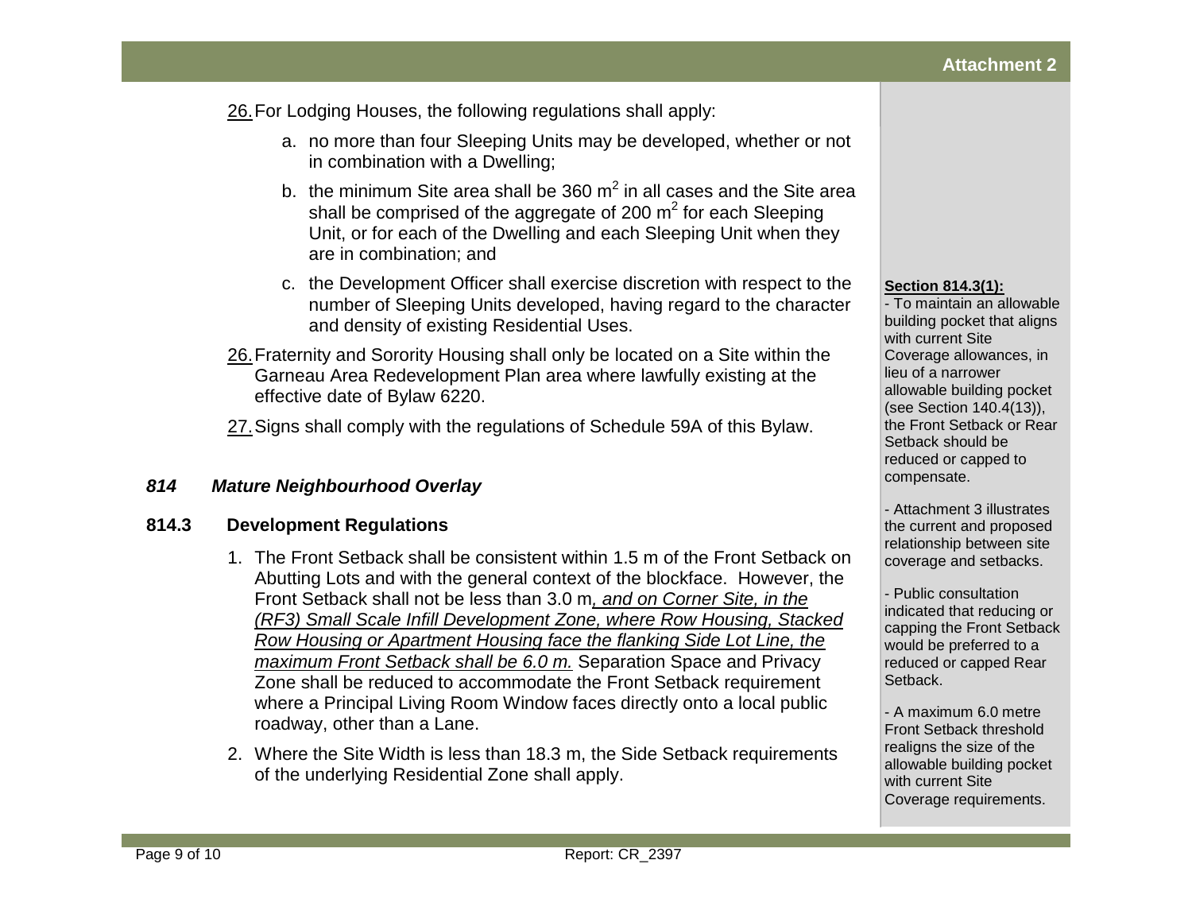26. For Lodging Houses, the following regulations shall apply:

   a. no more than four Sleeping Units may be developed, whether or not in combination with a Dwelling;

   b. the minimum Site area shall be 360 $m^2$ in all cases and the Site area shall be comprised of the aggregate of 200 $m^2$ for each Sleeping Unit, or for each of the Dwelling and each Sleeping Unit when they are in combination; and

   c. the Development Officer shall exercise discretion with respect to the number of Sleeping Units developed, having regard to the character and density of existing Residential Uses.

26. Fraternity and Sorority Housing shall only be located on a Site within the Garneau Area Redevelopment Plan area where lawfully existing at the effective date of Bylaw 6220.

27. Signs shall comply with the regulations of Schedule 59A of this Bylaw.

### *814 Mature Neighbourhood Overlay*

#### 814.3 Development Regulations

1. The Front Setback shall be consistent within 1.5 m of the Front Setback on Abutting Lots and with the general context of the blockface. However, the Front Setback shall not be less than 3.0 m*, and on Corner Site, in the (RF3) Small Scale Infill Development Zone, where Row Housing, Stacked Row Housing or Apartment Housing face the flanking Side Lot Line, the maximum Front Setback shall be 6.0 m.* Separation Space and Privacy Zone shall be reduced to accommodate the Front Setback requirement where a Principal Living Room Window faces directly onto a local public roadway, other than a Lane.

2. Where the Site Width is less than 18.3 m, the Side Setback requirements of the underlying Residential Zone shall apply.

**Section 814.3(1):**

- To maintain an allowable building pocket that aligns with current Site Coverage allowances, in lieu of a narrower allowable building pocket (see Section 140.4(13)), the Front Setback or Rear Setback should be reduced or capped to compensate.

- Attachment 3 illustrates the current and proposed relationship between site coverage and setbacks.

- Public consultation indicated that reducing or capping the Front Setback would be preferred to a reduced or capped Rear Setback.

- A maximum 6.0 metre Front Setback threshold realigns the size of the allowable building pocket with current Site Coverage requirements.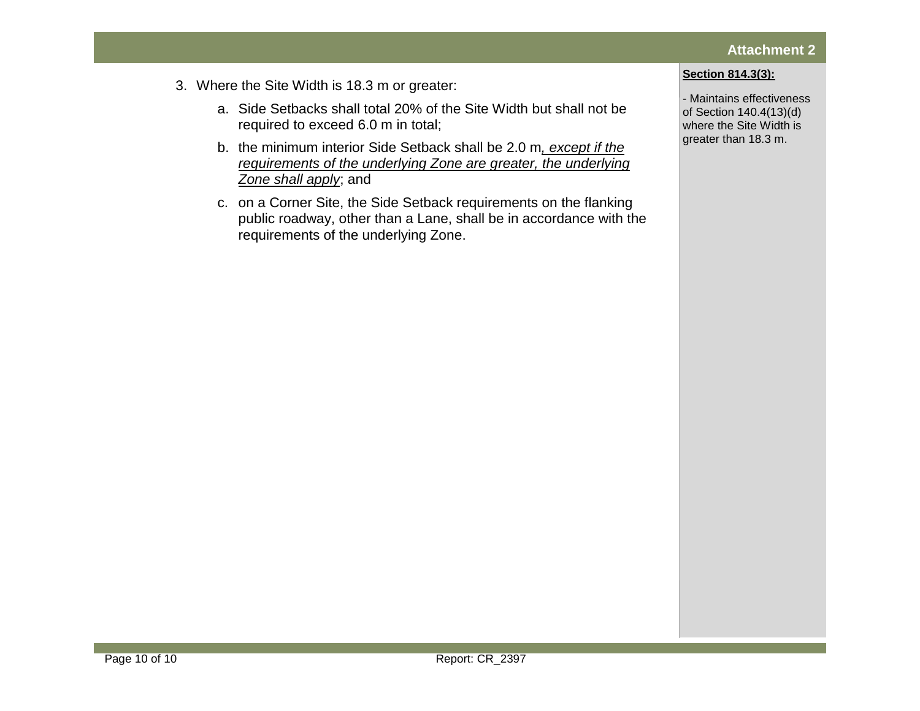3. Where the Site Width is 18.3 m or greater:

    a. Side Setbacks shall total 20% of the Site Width but shall not be required to exceed 6.0 m in total;

    b. the minimum interior Side Setback shall be 2.0 m<u>*, except if the requirements of the underlying Zone are greater, the underlying Zone shall apply*</u>; and

    c. on a Corner Site, the Side Setback requirements on the flanking public roadway, other than a Lane, shall be in accordance with the requirements of the underlying Zone.

**<u>Section 814.3(3):</u>**

- Maintains effectiveness of Section 140.4(13)(d) where the Site Width is greater than 18.3 m.